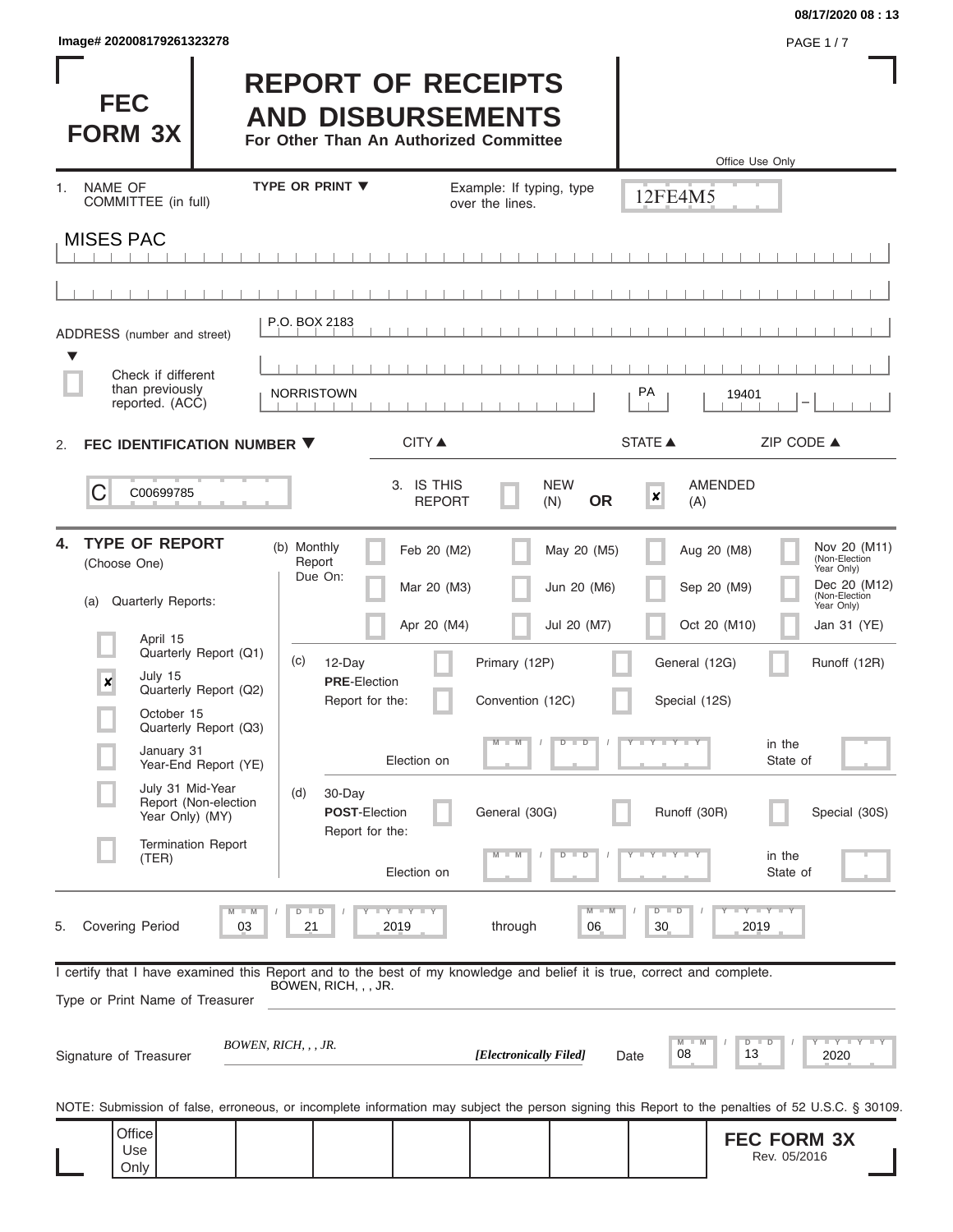Image# 202008179261323278

08/17/2020 08 : 13

# FEC FORM 3X

# REPORT OF RECEIPTS AND DISBURSEMENTS

**For Other Than An Authorized Committee**

Office Use Only

12FE4M5

1. NAME OF COMMITTEE (in full)

TYPE OR PRINT ▼

Example: If typing, type over the lines.

MISES PAC

ADDRESS (number and street) ▼

P.O. BOX 2183

☐ Check if different than previously reported. (ACC)

| NORRISTOWN | PA | 19401 |
|---|---|---|
| CITY ▲ | STATE ▲ | ZIP CODE ▲ |

2. **FEC IDENTIFICATION NUMBER ▼**

C00699785

3. IS THIS REPORT ☐ NEW (N) **OR** ☒ AMENDED (A)

4. **TYPE OF REPORT** (Choose One)

(a) Quarterly Reports:

- ☐ April 15 Quarterly Report (Q1)
- ☒ July 15 Quarterly Report (Q2)
- ☐ October 15 Quarterly Report (Q3)
- ☐ January 31 Year-End Report (YE)
- ☐ July 31 Mid-Year Report (Non-election Year Only) (MY)
- ☐ Termination Report (TER)

(b) Monthly Report Due On:

| | | | |
|---|---|---|---|
| ☐ Feb 20 (M2) | ☐ May 20 (M5) | ☐ Aug 20 (M8) | ☐ Nov 20 (M11) (Non-Election Year Only) |
| ☐ Mar 20 (M3) | ☐ Jun 20 (M6) | ☐ Sep 20 (M9) | ☐ Dec 20 (M12) (Non-Election Year Only) |
| ☐ Apr 20 (M4) | ☐ Jul 20 (M7) | ☐ Oct 20 (M10) | ☐ Jan 31 (YE) |

(c) 12-Day **PRE**-Election Report for the: ☐ Primary (12P) ☐ General (12G) ☐ Runoff (12R) ☐ Convention (12C) ☐ Special (12S)

Election on MM / DD / YYYY in the State of

(d) 30-Day **POST**-Election Report for the: ☐ General (30G) ☐ Runoff (30R) ☐ Special (30S)

Election on MM / DD / YYYY in the State of

5. Covering Period 03 / 21 / 2019 through 06 / 30 / 2019

I certify that I have examined this Report and to the best of my knowledge and belief it is true, correct and complete.

Type or Print Name of Treasurer: BOWEN, RICH, , , JR.

Signature of Treasurer: *BOWEN, RICH, , , JR.* ***[Electronically Filed]*** Date 08 / 13 / 2020

NOTE: Submission of false, erroneous, or incomplete information may subject the person signing this Report to the penalties of 52 U.S.C. § 30109.

Office Use Only

**FEC FORM 3X**
Rev. 05/2016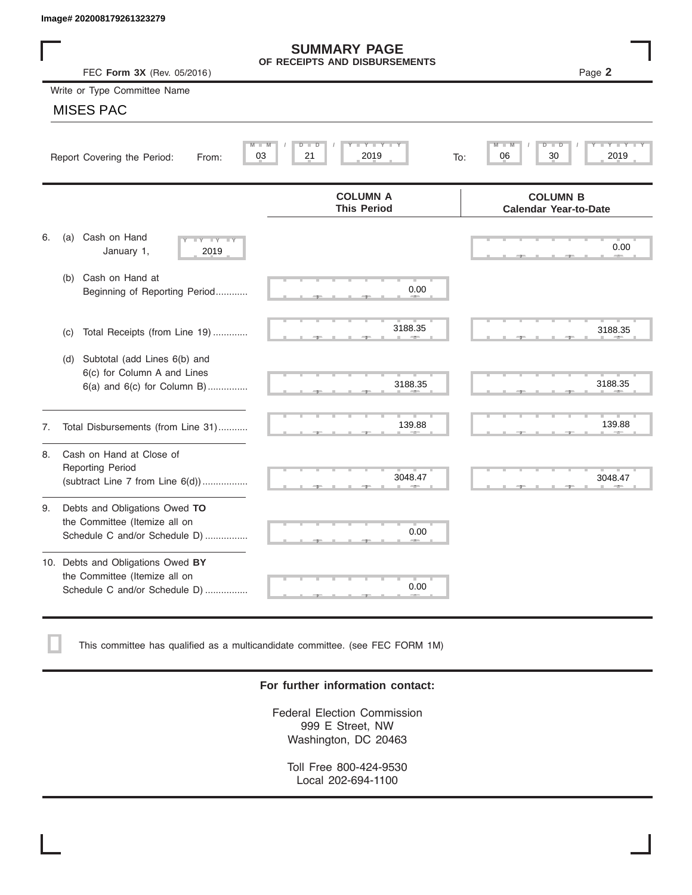Image# 202008179261323279

# SUMMARY PAGE
## OF RECEIPTS AND DISBURSEMENTS

FEC **Form 3X** (Rev. 05/2016)

Write or Type Committee Name

MISES PAC

Report Covering the Period: From: 03 / 21 / 2019 To: 06 / 30 / 2019

| | COLUMN A This Period | COLUMN B Calendar Year-to-Date |
|---|---|---|
| 6. (a) Cash on Hand January 1, 2019 | | 0.00 |
| (b) Cash on Hand at Beginning of Reporting Period | 0.00 | |
| (c) Total Receipts (from Line 19) | 3188.35 | 3188.35 |
| (d) Subtotal (add Lines 6(b) and 6(c) for Column A and Lines 6(a) and 6(c) for Column B) | 3188.35 | 3188.35 |
| 7. Total Disbursements (from Line 31) | 139.88 | 139.88 |
| 8. Cash on Hand at Close of Reporting Period (subtract Line 7 from Line 6(d)) | 3048.47 | 3048.47 |
| 9. Debts and Obligations Owed **TO** the Committee (Itemize all on Schedule C and/or Schedule D) | 0.00 | |
| 10. Debts and Obligations Owed **BY** the Committee (Itemize all on Schedule C and/or Schedule D) | 0.00 | |

☐ This committee has qualified as a multicandidate committee. (see FEC FORM 1M)

**For further information contact:**

Federal Election Commission
999 E Street, NW
Washington, DC 20463

Toll Free 800-424-9530
Local 202-694-1100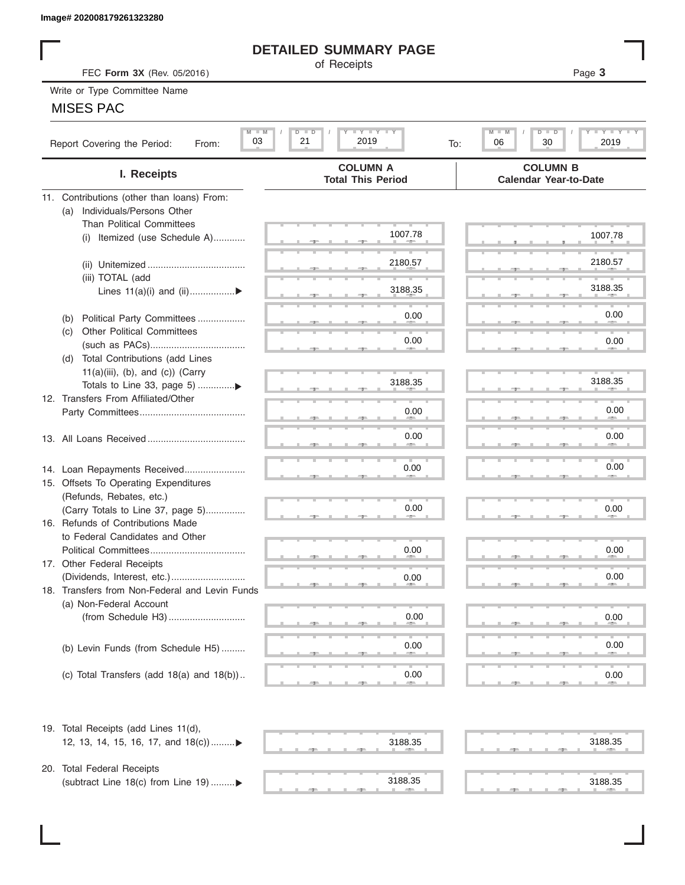Image# 202008179261323280

# DETAILED SUMMARY PAGE

of Receipts

FEC **Form 3X** (Rev. 05/2016)

Write or Type Committee Name

MISES PAC

Report Covering the Period: From: 03 / 21 / 2019 To: 06 / 30 / 2019

| I. Receipts | COLUMN A Total This Period | COLUMN B Calendar Year-to-Date |
|---|---|---|
| 11. Contributions (other than loans) From: | | |
| (a) Individuals/Persons Other Than Political Committees | | |
| (i) Itemized (use Schedule A) | 1007.78 | 1007.78 |
| (ii) Unitemized | 2180.57 | 2180.57 |
| (iii) TOTAL (add Lines 11(a)(i) and (ii) | 3188.35 | 3188.35 |
| (b) Political Party Committees | 0.00 | 0.00 |
| (c) Other Political Committees (such as PACs) | 0.00 | 0.00 |
| (d) Total Contributions (add Lines 11(a)(iii), (b), and (c)) (Carry Totals to Line 33, page 5) | 3188.35 | 3188.35 |
| 12. Transfers From Affiliated/Other Party Committees | 0.00 | 0.00 |
| 13. All Loans Received | 0.00 | 0.00 |
| 14. Loan Repayments Received | 0.00 | 0.00 |
| 15. Offsets To Operating Expenditures (Refunds, Rebates, etc.) (Carry Totals to Line 37, page 5) | 0.00 | 0.00 |
| 16. Refunds of Contributions Made to Federal Candidates and Other Political Committees | 0.00 | 0.00 |
| 17. Other Federal Receipts (Dividends, Interest, etc.) | 0.00 | 0.00 |
| 18. Transfers from Non-Federal and Levin Funds | | |
| (a) Non-Federal Account (from Schedule H3) | 0.00 | 0.00 |
| (b) Levin Funds (from Schedule H5) | 0.00 | 0.00 |
| (c) Total Transfers (add 18(a) and 18(b)) | 0.00 | 0.00 |
| 19. Total Receipts (add Lines 11(d), 12, 13, 14, 15, 16, 17, and 18(c)) | 3188.35 | 3188.35 |
| 20. Total Federal Receipts (subtract Line 18(c) from Line 19) | 3188.35 | 3188.35 |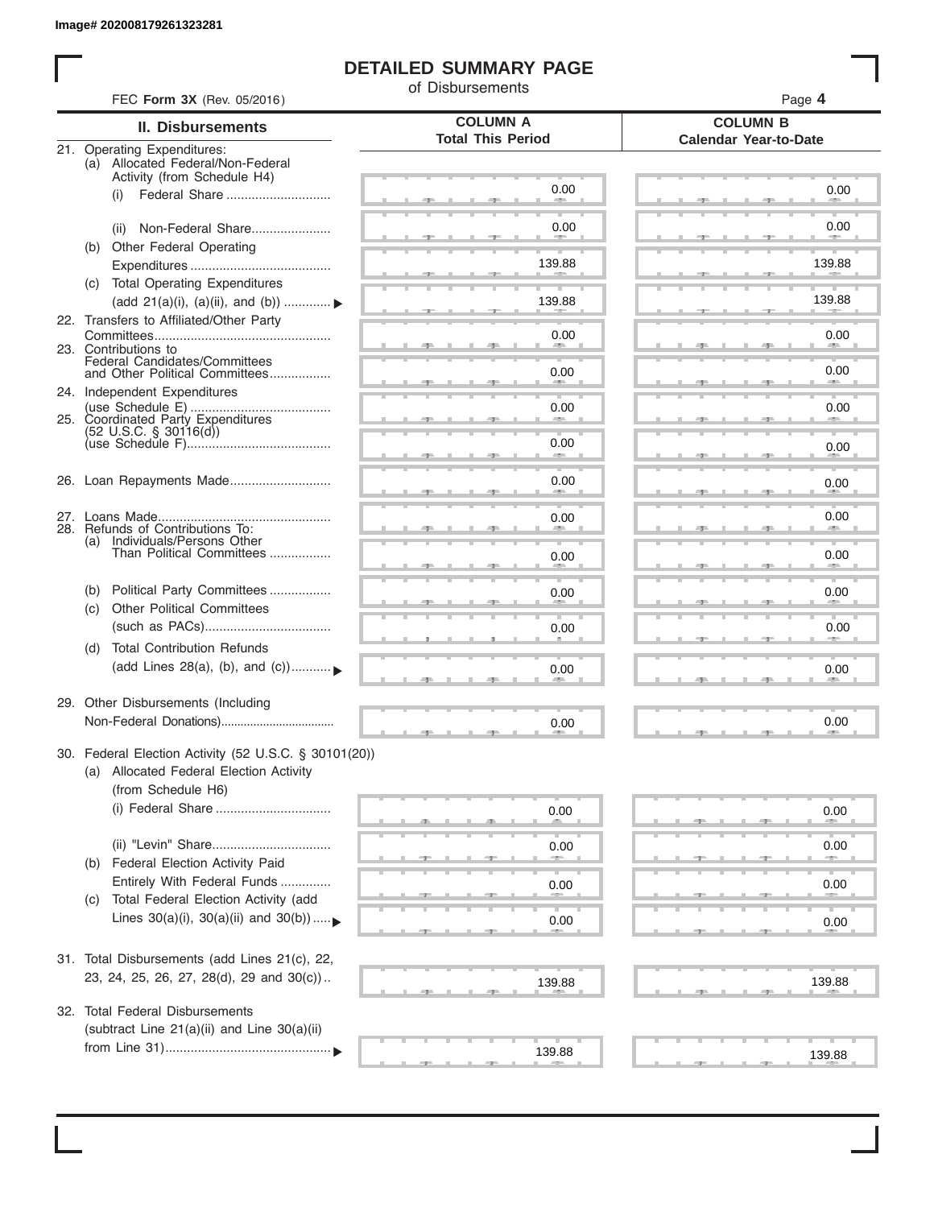Image# 202008179261323281

# DETAILED SUMMARY PAGE

of Disbursements

FEC **Form 3X** (Rev. 05/2016)

| II. Disbursements | COLUMN A Total This Period | COLUMN B Calendar Year-to-Date |
|---|---|---|
| 21. Operating Expenditures: | | |
| (a) Allocated Federal/Non-Federal Activity (from Schedule H4) | | |
| (i) Federal Share | 0.00 | 0.00 |
| (ii) Non-Federal Share | 0.00 | 0.00 |
| (b) Other Federal Operating Expenditures | 139.88 | 139.88 |
| (c) Total Operating Expenditures (add 21(a)(i), (a)(ii), and (b)) ▶ | 139.88 | 139.88 |
| 22. Transfers to Affiliated/Other Party Committees | 0.00 | 0.00 |
| 23. Contributions to Federal Candidates/Committees and Other Political Committees | 0.00 | 0.00 |
| 24. Independent Expenditures (use Schedule E) | 0.00 | 0.00 |
| 25. Coordinated Party Expenditures (52 U.S.C. § 30116(d)) (use Schedule F) | 0.00 | 0.00 |
| 26. Loan Repayments Made | 0.00 | 0.00 |
| 27. Loans Made | 0.00 | 0.00 |
| 28. Refunds of Contributions To: | | |
| (a) Individuals/Persons Other Than Political Committees | 0.00 | 0.00 |
| (b) Political Party Committees | 0.00 | 0.00 |
| (c) Other Political Committees (such as PACs) | 0.00 | 0.00 |
| (d) Total Contribution Refunds (add Lines 28(a), (b), and (c)) ▶ | 0.00 | 0.00 |
| 29. Other Disbursements (Including Non-Federal Donations) | 0.00 | 0.00 |
| 30. Federal Election Activity (52 U.S.C. § 30101(20)) | | |
| (a) Allocated Federal Election Activity (from Schedule H6) | | |
| (i) Federal Share | 0.00 | 0.00 |
| (ii) "Levin" Share | 0.00 | 0.00 |
| (b) Federal Election Activity Paid Entirely With Federal Funds | 0.00 | 0.00 |
| (c) Total Federal Election Activity (add Lines 30(a)(i), 30(a)(ii) and 30(b)) ▶ | 0.00 | 0.00 |
| 31. Total Disbursements (add Lines 21(c), 22, 23, 24, 25, 26, 27, 28(d), 29 and 30(c)) | 139.88 | 139.88 |
| 32. Total Federal Disbursements (subtract Line 21(a)(ii) and Line 30(a)(ii) from Line 31) ▶ | 139.88 | 139.88 |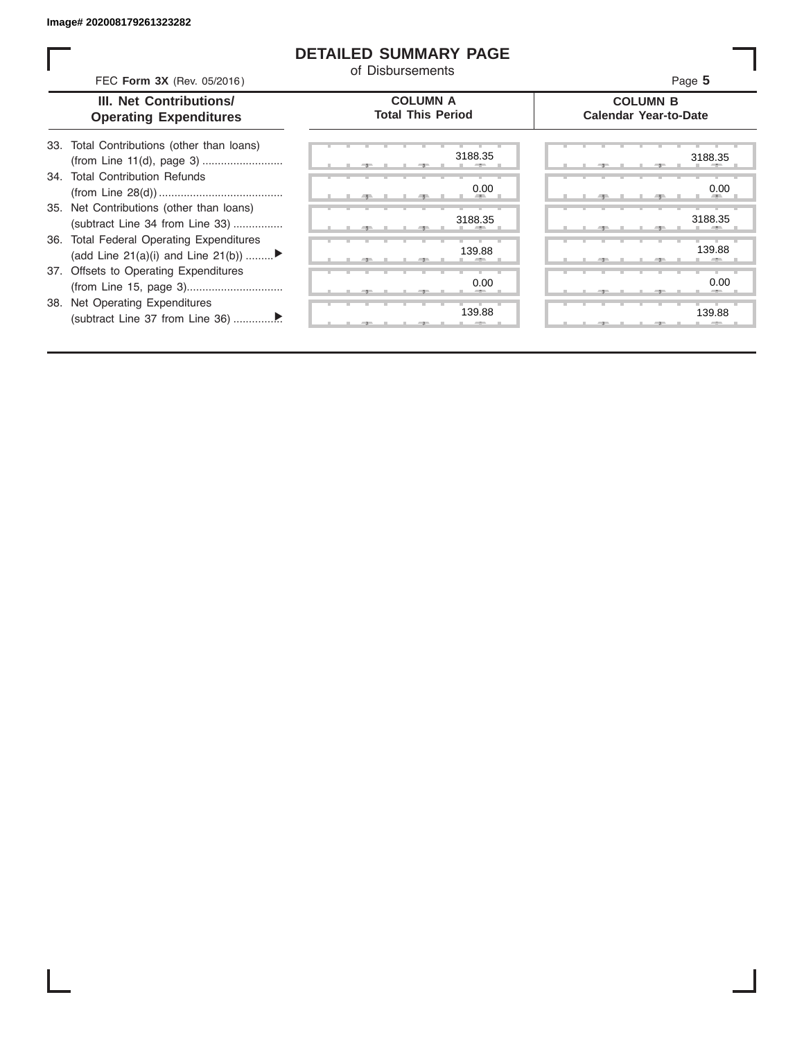Image# 202008179261323282

# DETAILED SUMMARY PAGE

of Disbursements

FEC **Form 3X** (Rev. 05/2016)

| III. Net Contributions/ Operating Expenditures | COLUMN A Total This Period | COLUMN B Calendar Year-to-Date |
|---|---|---|
| 33. Total Contributions (other than loans) (from Line 11(d), page 3) .......................... | 3188.35 | 3188.35 |
| 34. Total Contribution Refunds (from Line 28(d)) ........................................ | 0.00 | 0.00 |
| 35. Net Contributions (other than loans) (subtract Line 34 from Line 33) ................ | 3188.35 | 3188.35 |
| 36. Total Federal Operating Expenditures (add Line 21(a)(i) and Line 21(b)) .........▶ | 139.88 | 139.88 |
| 37. Offsets to Operating Expenditures (from Line 15, page 3)............................... | 0.00 | 0.00 |
| 38. Net Operating Expenditures (subtract Line 37 from Line 36) ...............▶ | 139.88 | 139.88 |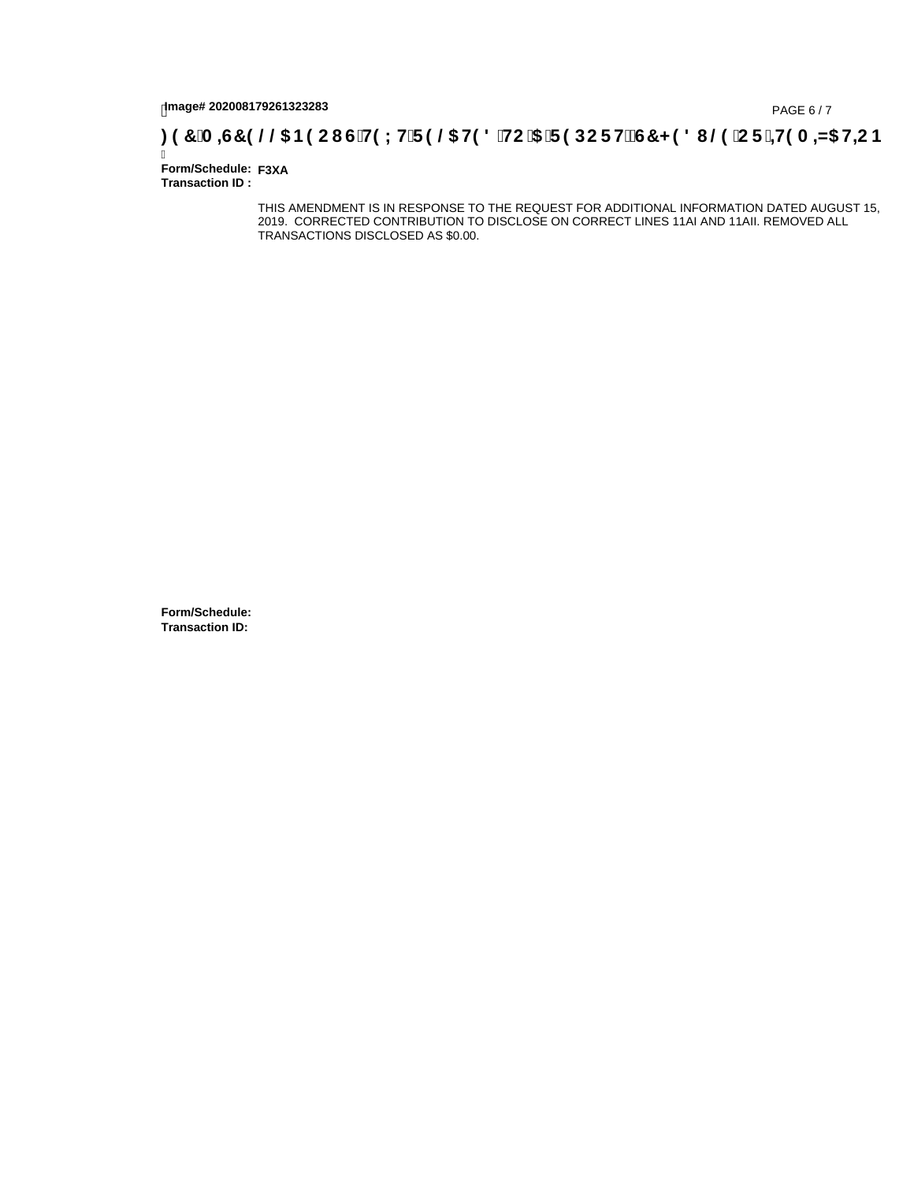Image# 202008179261323283

**FEC MISCELLANEOUS TEXT RELATED TO A REPORT, SCHEDULE OR ITEMIZATION**

**Form/Schedule:** F3XA
**Transaction ID :**

THIS AMENDMENT IS IN RESPONSE TO THE REQUEST FOR ADDITIONAL INFORMATION DATED AUGUST 15, 2019. CORRECTED CONTRIBUTION TO DISCLOSE ON CORRECT LINES 11AI AND 11AII. REMOVED ALL TRANSACTIONS DISCLOSED AS $0.00.

**Form/Schedule:**
**Transaction ID:**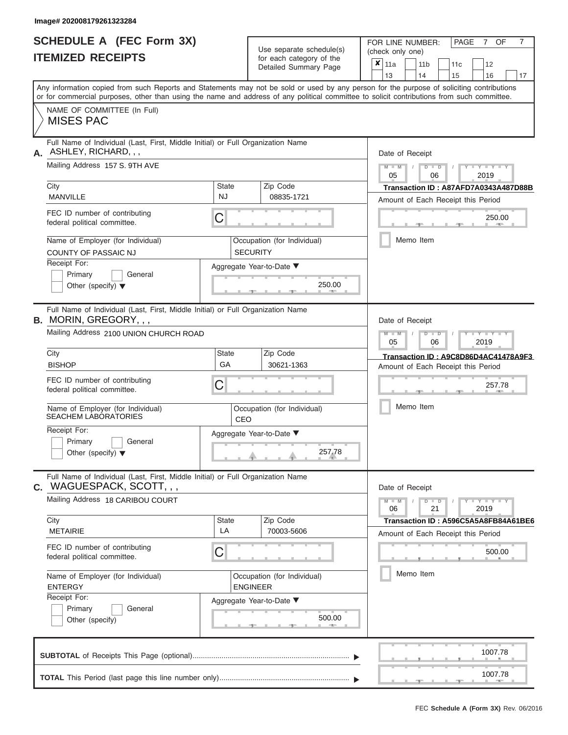Image# 202008179261323284

# SCHEDULE A (FEC Form 3X)
# ITEMIZED RECEIPTS

Use separate schedule(s) for each category of the Detailed Summary Page

FOR LINE NUMBER: (check only one)

- [x] 11a
- [ ] 11b
- [ ] 11c
- [ ] 12
- [ ] 13
- [ ] 14
- [ ] 15
- [ ] 16
- [ ] 17

PAGE 7 OF 7

Any information copied from such Reports and Statements may not be sold or used by any person for the purpose of soliciting contributions or for commercial purposes, other than using the name and address of any political committee to solicit contributions from such committee.

NAME OF COMMITTEE (In Full)
MISES PAC

---

**A.** Full Name of Individual (Last, First, Middle Initial) or Full Organization Name: ASHLEY, RICHARD, , ,

Mailing Address: 157 S. 9TH AVE

City: MANVILLE | State: NJ | Zip Code: 08835-1721

FEC ID number of contributing federal political committee: C

Name of Employer (for Individual): COUNTY OF PASSAIC NJ

Occupation (for Individual): SECURITY

Receipt For: Primary / General / Other (specify)

Aggregate Year-to-Date: 250.00

Date of Receipt: 05 / 06 / 2019

Transaction ID : A87AFD7A0343A487D88B

Amount of Each Receipt this Period: 250.00

Memo Item

---

**B.** Full Name of Individual (Last, First, Middle Initial) or Full Organization Name: MORIN, GREGORY, , ,

Mailing Address: 2100 UNION CHURCH ROAD

City: BISHOP | State: GA | Zip Code: 30621-1363

FEC ID number of contributing federal political committee: C

Name of Employer (for Individual): SEACHEM LABORATORIES

Occupation (for Individual): CEO

Receipt For: Primary / General / Other (specify)

Aggregate Year-to-Date: 257.78

Date of Receipt: 05 / 06 / 2019

Transaction ID : A9C8D86D4AC41478A9F3

Amount of Each Receipt this Period: 257.78

Memo Item

---

**C.** Full Name of Individual (Last, First, Middle Initial) or Full Organization Name: WAGUESPACK, SCOTT, , ,

Mailing Address: 18 CARIBOU COURT

City: METAIRIE | State: LA | Zip Code: 70003-5606

FEC ID number of contributing federal political committee: C

Name of Employer (for Individual): ENTERGY

Occupation (for Individual): ENGINEER

Receipt For: Primary / General / Other (specify)

Aggregate Year-to-Date: 500.00

Date of Receipt: 06 / 21 / 2019

Transaction ID : A596C5A5A8FB84A61BE6

Amount of Each Receipt this Period: 500.00

Memo Item

---

**SUBTOTAL** of Receipts This Page (optional): 1007.78

**TOTAL** This Period (last page this line number only): 1007.78

FEC **Schedule A (Form 3X)** Rev. 06/2016